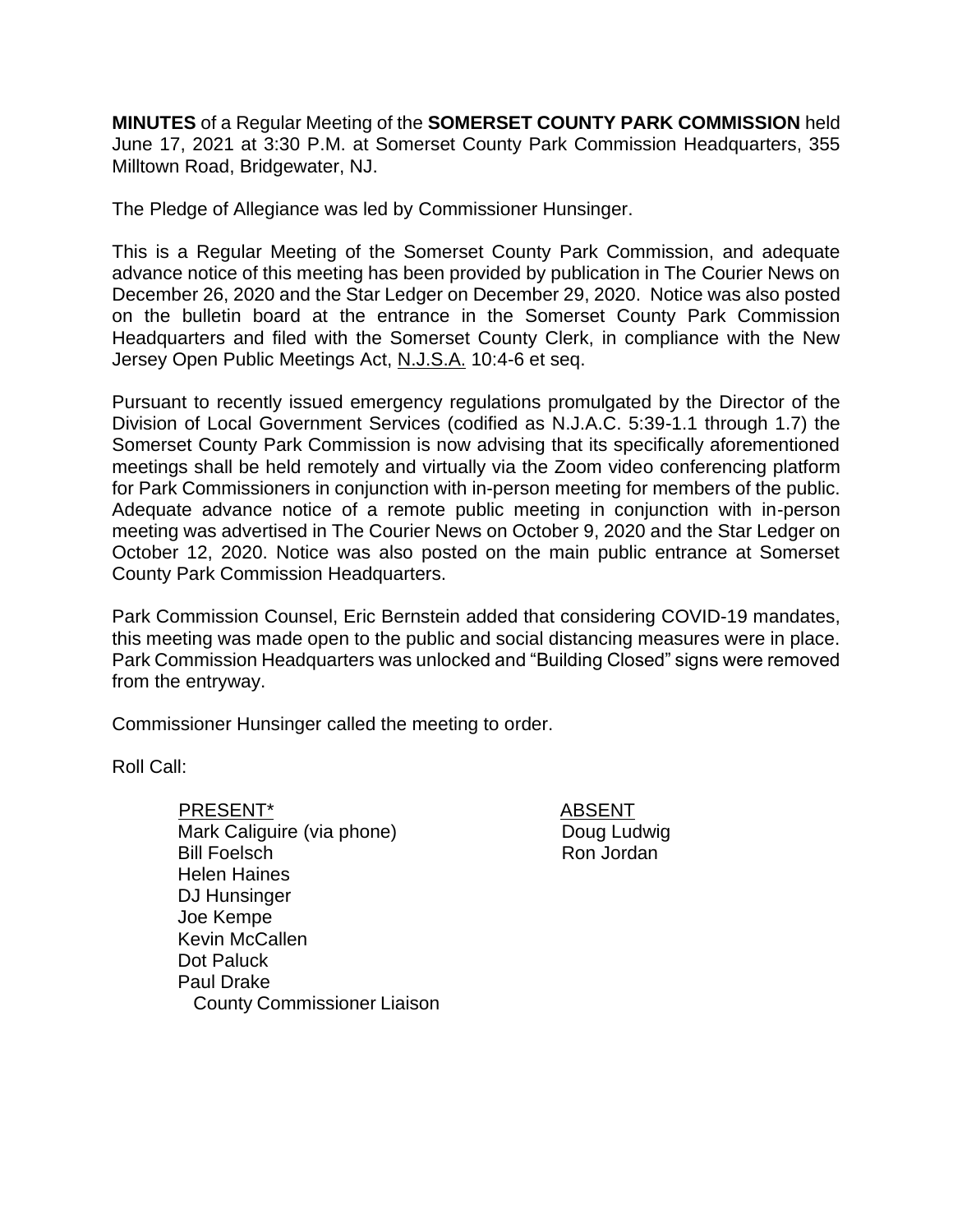**MINUTES** of a Regular Meeting of the **SOMERSET COUNTY PARK COMMISSION** held June 17, 2021 at 3:30 P.M. at Somerset County Park Commission Headquarters, 355 Milltown Road, Bridgewater, NJ.

The Pledge of Allegiance was led by Commissioner Hunsinger.

This is a Regular Meeting of the Somerset County Park Commission, and adequate advance notice of this meeting has been provided by publication in The Courier News on December 26, 2020 and the Star Ledger on December 29, 2020. Notice was also posted on the bulletin board at the entrance in the Somerset County Park Commission Headquarters and filed with the Somerset County Clerk, in compliance with the New Jersey Open Public Meetings Act, N.J.S.A. 10:4-6 et seq.

Pursuant to recently issued emergency regulations promulgated by the Director of the Division of Local Government Services (codified as N.J.A.C. 5:39-1.1 through 1.7) the Somerset County Park Commission is now advising that its specifically aforementioned meetings shall be held remotely and virtually via the Zoom video conferencing platform for Park Commissioners in conjunction with in-person meeting for members of the public. Adequate advance notice of a remote public meeting in conjunction with in-person meeting was advertised in The Courier News on October 9, 2020 and the Star Ledger on October 12, 2020. Notice was also posted on the main public entrance at Somerset County Park Commission Headquarters.

Park Commission Counsel, Eric Bernstein added that considering COVID-19 mandates, this meeting was made open to the public and social distancing measures were in place. Park Commission Headquarters was unlocked and "Building Closed" signs were removed from the entryway.

Commissioner Hunsinger called the meeting to order.

Roll Call:

| PRESENT* | ABSENT |
|---|---|
| Mark Caliguire (via phone) | Doug Ludwig |
| Bill Foelsch | Ron Jordan |
| Helen Haines | |
| DJ Hunsinger | |
| Joe Kempe | |
| Kevin McCallen | |
| Dot Paluck | |
| Paul Drake<br>County Commissioner Liaison | |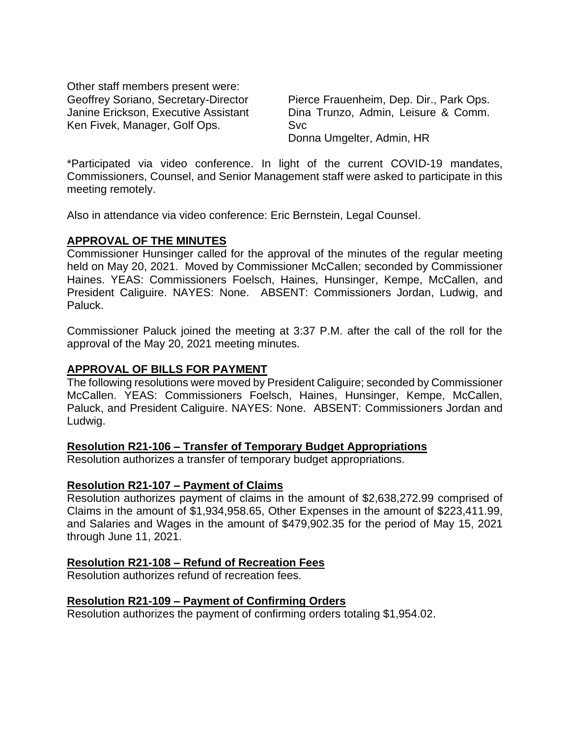Other staff members present were:

Geoffrey Soriano, Secretary-Director
Janine Erickson, Executive Assistant
Ken Fivek, Manager, Golf Ops.
Pierce Frauenheim, Dep. Dir., Park Ops.
Dina Trunzo, Admin, Leisure & Comm. Svc
Donna Umgelter, Admin, HR

*Participated via video conference. In light of the current COVID-19 mandates, Commissioners, Counsel, and Senior Management staff were asked to participate in this meeting remotely.

Also in attendance via video conference: Eric Bernstein, Legal Counsel.

## APPROVAL OF THE MINUTES

Commissioner Hunsinger called for the approval of the minutes of the regular meeting held on May 20, 2021. Moved by Commissioner McCallen; seconded by Commissioner Haines. YEAS: Commissioners Foelsch, Haines, Hunsinger, Kempe, McCallen, and President Caliguire. NAYES: None. ABSENT: Commissioners Jordan, Ludwig, and Paluck.

Commissioner Paluck joined the meeting at 3:37 P.M. after the call of the roll for the approval of the May 20, 2021 meeting minutes.

## APPROVAL OF BILLS FOR PAYMENT

The following resolutions were moved by President Caliguire; seconded by Commissioner McCallen. YEAS: Commissioners Foelsch, Haines, Hunsinger, Kempe, McCallen, Paluck, and President Caliguire. NAYES: None. ABSENT: Commissioners Jordan and Ludwig.

### Resolution R21-106 – Transfer of Temporary Budget Appropriations

Resolution authorizes a transfer of temporary budget appropriations.

### Resolution R21-107 – Payment of Claims

Resolution authorizes payment of claims in the amount of $2,638,272.99 comprised of Claims in the amount of $1,934,958.65, Other Expenses in the amount of $223,411.99, and Salaries and Wages in the amount of $479,902.35 for the period of May 15, 2021 through June 11, 2021.

### Resolution R21-108 – Refund of Recreation Fees

Resolution authorizes refund of recreation fees.

### Resolution R21-109 – Payment of Confirming Orders

Resolution authorizes the payment of confirming orders totaling $1,954.02.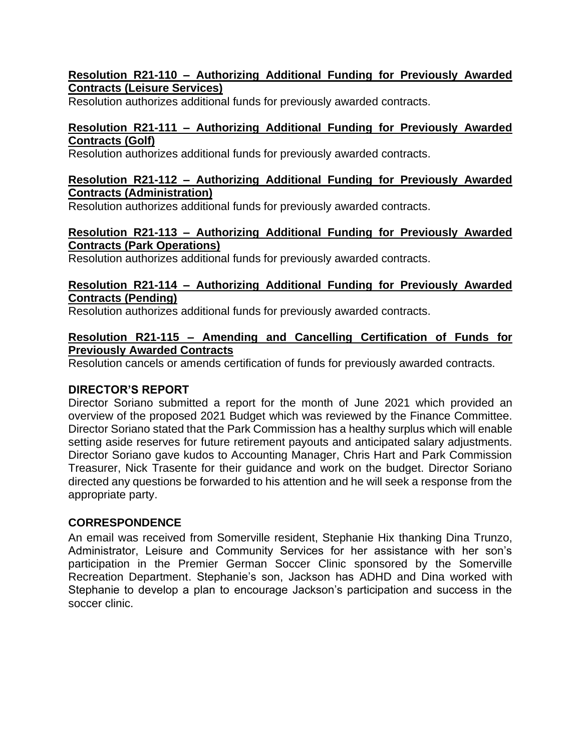**Resolution R21-110 – Authorizing Additional Funding for Previously Awarded Contracts (Leisure Services)**
Resolution authorizes additional funds for previously awarded contracts.

**Resolution R21-111 – Authorizing Additional Funding for Previously Awarded Contracts (Golf)**
Resolution authorizes additional funds for previously awarded contracts.

**Resolution R21-112 – Authorizing Additional Funding for Previously Awarded Contracts (Administration)**
Resolution authorizes additional funds for previously awarded contracts.

**Resolution R21-113 – Authorizing Additional Funding for Previously Awarded Contracts (Park Operations)**
Resolution authorizes additional funds for previously awarded contracts.

**Resolution R21-114 – Authorizing Additional Funding for Previously Awarded Contracts (Pending)**
Resolution authorizes additional funds for previously awarded contracts.

**Resolution R21-115 – Amending and Cancelling Certification of Funds for Previously Awarded Contracts**
Resolution cancels or amends certification of funds for previously awarded contracts.

## DIRECTOR'S REPORT

Director Soriano submitted a report for the month of June 2021 which provided an overview of the proposed 2021 Budget which was reviewed by the Finance Committee. Director Soriano stated that the Park Commission has a healthy surplus which will enable setting aside reserves for future retirement payouts and anticipated salary adjustments. Director Soriano gave kudos to Accounting Manager, Chris Hart and Park Commission Treasurer, Nick Trasente for their guidance and work on the budget. Director Soriano directed any questions be forwarded to his attention and he will seek a response from the appropriate party.

## CORRESPONDENCE

An email was received from Somerville resident, Stephanie Hix thanking Dina Trunzo, Administrator, Leisure and Community Services for her assistance with her son's participation in the Premier German Soccer Clinic sponsored by the Somerville Recreation Department. Stephanie's son, Jackson has ADHD and Dina worked with Stephanie to develop a plan to encourage Jackson's participation and success in the soccer clinic.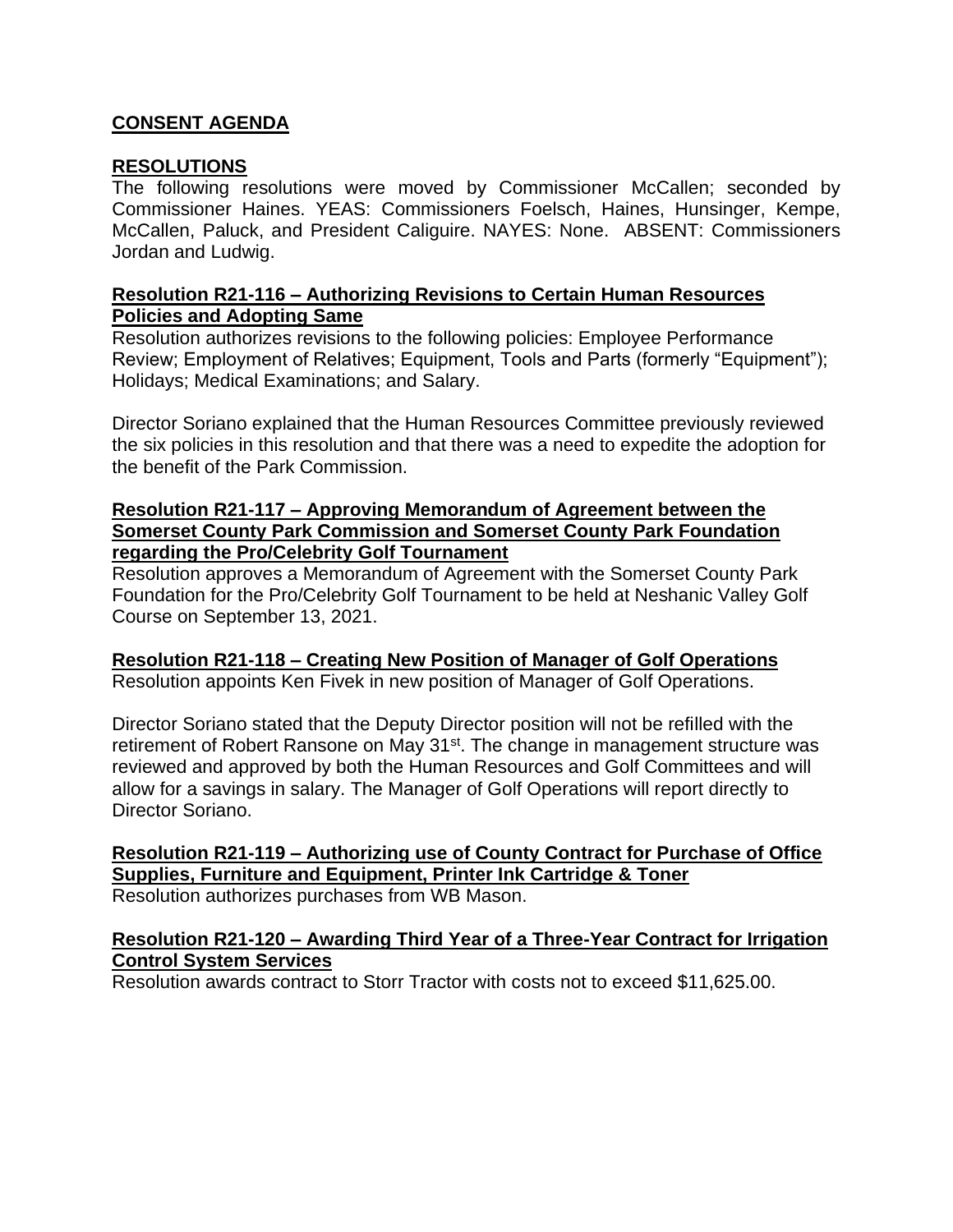## CONSENT AGENDA

### RESOLUTIONS

The following resolutions were moved by Commissioner McCallen; seconded by Commissioner Haines. YEAS: Commissioners Foelsch, Haines, Hunsinger, Kempe, McCallen, Paluck, and President Caliguire. NAYES: None. ABSENT: Commissioners Jordan and Ludwig.

**Resolution R21-116 – Authorizing Revisions to Certain Human Resources Policies and Adopting Same**

Resolution authorizes revisions to the following policies: Employee Performance Review; Employment of Relatives; Equipment, Tools and Parts (formerly "Equipment"); Holidays; Medical Examinations; and Salary.

Director Soriano explained that the Human Resources Committee previously reviewed the six policies in this resolution and that there was a need to expedite the adoption for the benefit of the Park Commission.

**Resolution R21-117 – Approving Memorandum of Agreement between the Somerset County Park Commission and Somerset County Park Foundation regarding the Pro/Celebrity Golf Tournament**

Resolution approves a Memorandum of Agreement with the Somerset County Park Foundation for the Pro/Celebrity Golf Tournament to be held at Neshanic Valley Golf Course on September 13, 2021.

**Resolution R21-118 – Creating New Position of Manager of Golf Operations**

Resolution appoints Ken Fivek in new position of Manager of Golf Operations.

Director Soriano stated that the Deputy Director position will not be refilled with the retirement of Robert Ransone on May 31st. The change in management structure was reviewed and approved by both the Human Resources and Golf Committees and will allow for a savings in salary. The Manager of Golf Operations will report directly to Director Soriano.

**Resolution R21-119 – Authorizing use of County Contract for Purchase of Office Supplies, Furniture and Equipment, Printer Ink Cartridge & Toner**

Resolution authorizes purchases from WB Mason.

**Resolution R21-120 – Awarding Third Year of a Three-Year Contract for Irrigation Control System Services**

Resolution awards contract to Storr Tractor with costs not to exceed $11,625.00.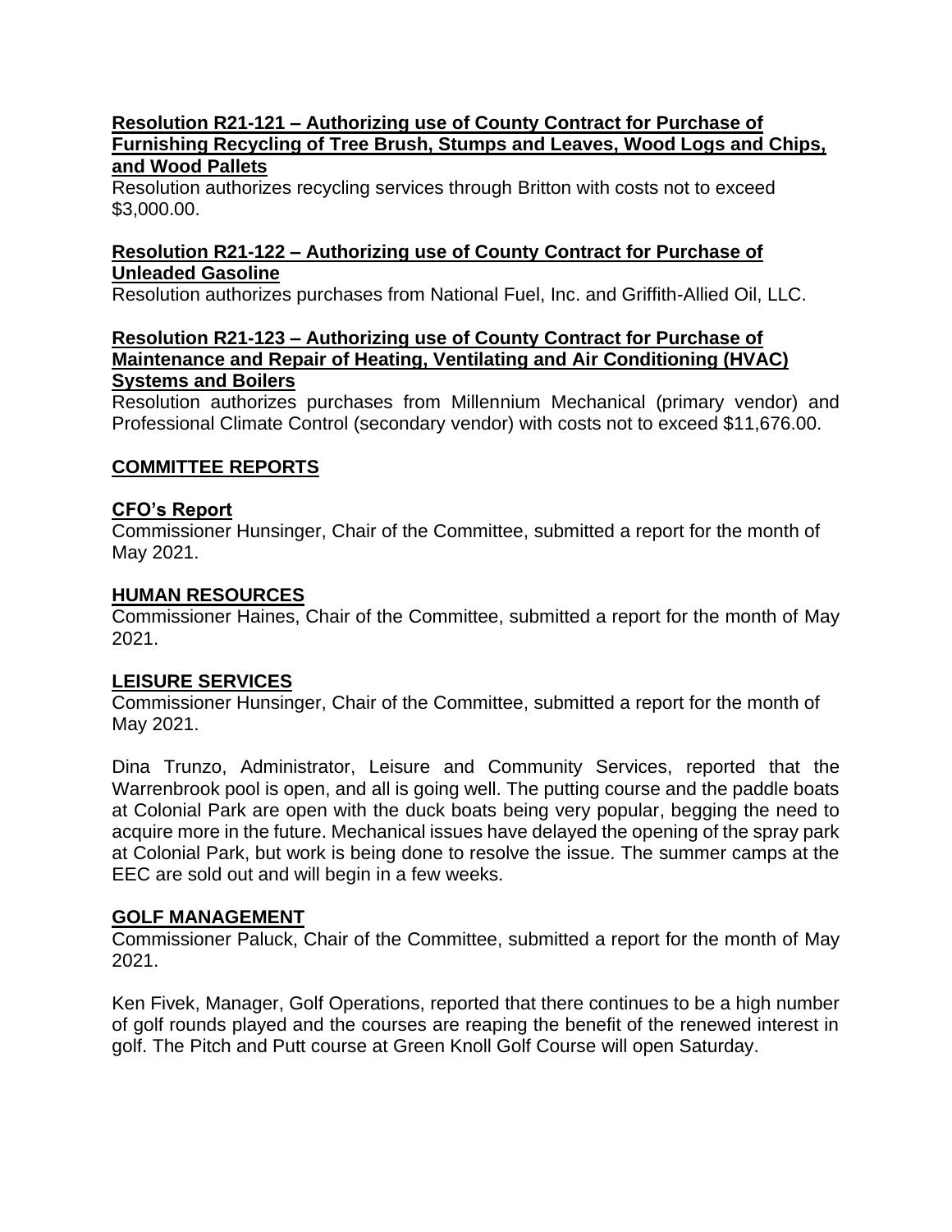**Resolution R21-121 – Authorizing use of County Contract for Purchase of Furnishing Recycling of Tree Brush, Stumps and Leaves, Wood Logs and Chips, and Wood Pallets**

Resolution authorizes recycling services through Britton with costs not to exceed $3,000.00.

**Resolution R21-122 – Authorizing use of County Contract for Purchase of Unleaded Gasoline**

Resolution authorizes purchases from National Fuel, Inc. and Griffith-Allied Oil, LLC.

**Resolution R21-123 – Authorizing use of County Contract for Purchase of Maintenance and Repair of Heating, Ventilating and Air Conditioning (HVAC) Systems and Boilers**

Resolution authorizes purchases from Millennium Mechanical (primary vendor) and Professional Climate Control (secondary vendor) with costs not to exceed $11,676.00.

## COMMITTEE REPORTS

### CFO's Report

Commissioner Hunsinger, Chair of the Committee, submitted a report for the month of May 2021.

### HUMAN RESOURCES

Commissioner Haines, Chair of the Committee, submitted a report for the month of May 2021.

### LEISURE SERVICES

Commissioner Hunsinger, Chair of the Committee, submitted a report for the month of May 2021.

Dina Trunzo, Administrator, Leisure and Community Services, reported that the Warrenbrook pool is open, and all is going well. The putting course and the paddle boats at Colonial Park are open with the duck boats being very popular, begging the need to acquire more in the future. Mechanical issues have delayed the opening of the spray park at Colonial Park, but work is being done to resolve the issue. The summer camps at the EEC are sold out and will begin in a few weeks.

### GOLF MANAGEMENT

Commissioner Paluck, Chair of the Committee, submitted a report for the month of May 2021.

Ken Fivek, Manager, Golf Operations, reported that there continues to be a high number of golf rounds played and the courses are reaping the benefit of the renewed interest in golf. The Pitch and Putt course at Green Knoll Golf Course will open Saturday.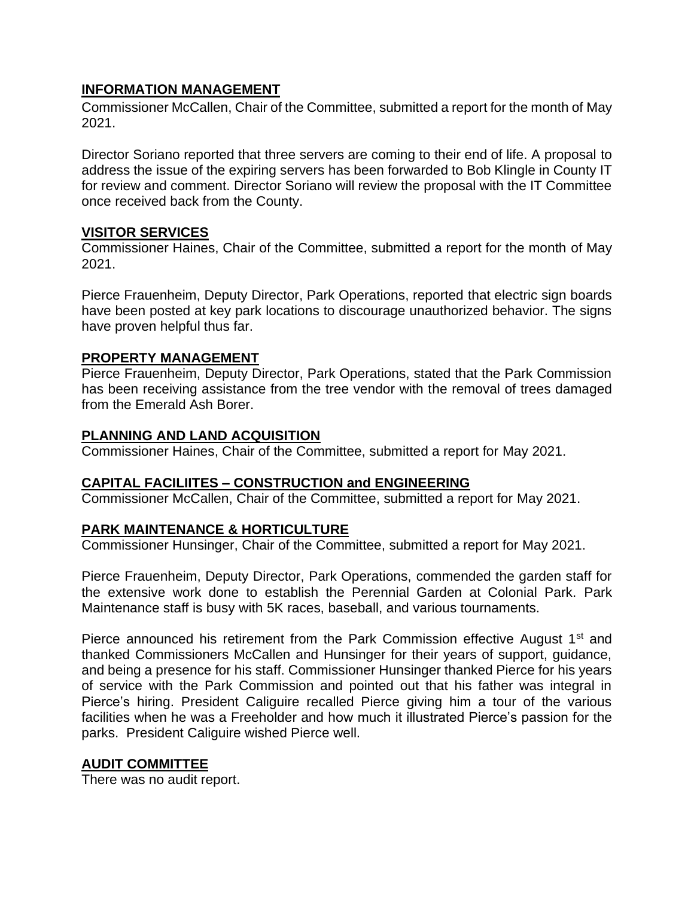## INFORMATION MANAGEMENT

Commissioner McCallen, Chair of the Committee, submitted a report for the month of May 2021.

Director Soriano reported that three servers are coming to their end of life. A proposal to address the issue of the expiring servers has been forwarded to Bob Klingle in County IT for review and comment. Director Soriano will review the proposal with the IT Committee once received back from the County.

## VISITOR SERVICES

Commissioner Haines, Chair of the Committee, submitted a report for the month of May 2021.

Pierce Frauenheim, Deputy Director, Park Operations, reported that electric sign boards have been posted at key park locations to discourage unauthorized behavior. The signs have proven helpful thus far.

## PROPERTY MANAGEMENT

Pierce Frauenheim, Deputy Director, Park Operations, stated that the Park Commission has been receiving assistance from the tree vendor with the removal of trees damaged from the Emerald Ash Borer.

## PLANNING AND LAND ACQUISITION

Commissioner Haines, Chair of the Committee, submitted a report for May 2021.

## CAPITAL FACILIITES – CONSTRUCTION and ENGINEERING

Commissioner McCallen, Chair of the Committee, submitted a report for May 2021.

## PARK MAINTENANCE & HORTICULTURE

Commissioner Hunsinger, Chair of the Committee, submitted a report for May 2021.

Pierce Frauenheim, Deputy Director, Park Operations, commended the garden staff for the extensive work done to establish the Perennial Garden at Colonial Park. Park Maintenance staff is busy with 5K races, baseball, and various tournaments.

Pierce announced his retirement from the Park Commission effective August 1st and thanked Commissioners McCallen and Hunsinger for their years of support, guidance, and being a presence for his staff. Commissioner Hunsinger thanked Pierce for his years of service with the Park Commission and pointed out that his father was integral in Pierce's hiring. President Caliguire recalled Pierce giving him a tour of the various facilities when he was a Freeholder and how much it illustrated Pierce's passion for the parks. President Caliguire wished Pierce well.

## AUDIT COMMITTEE

There was no audit report.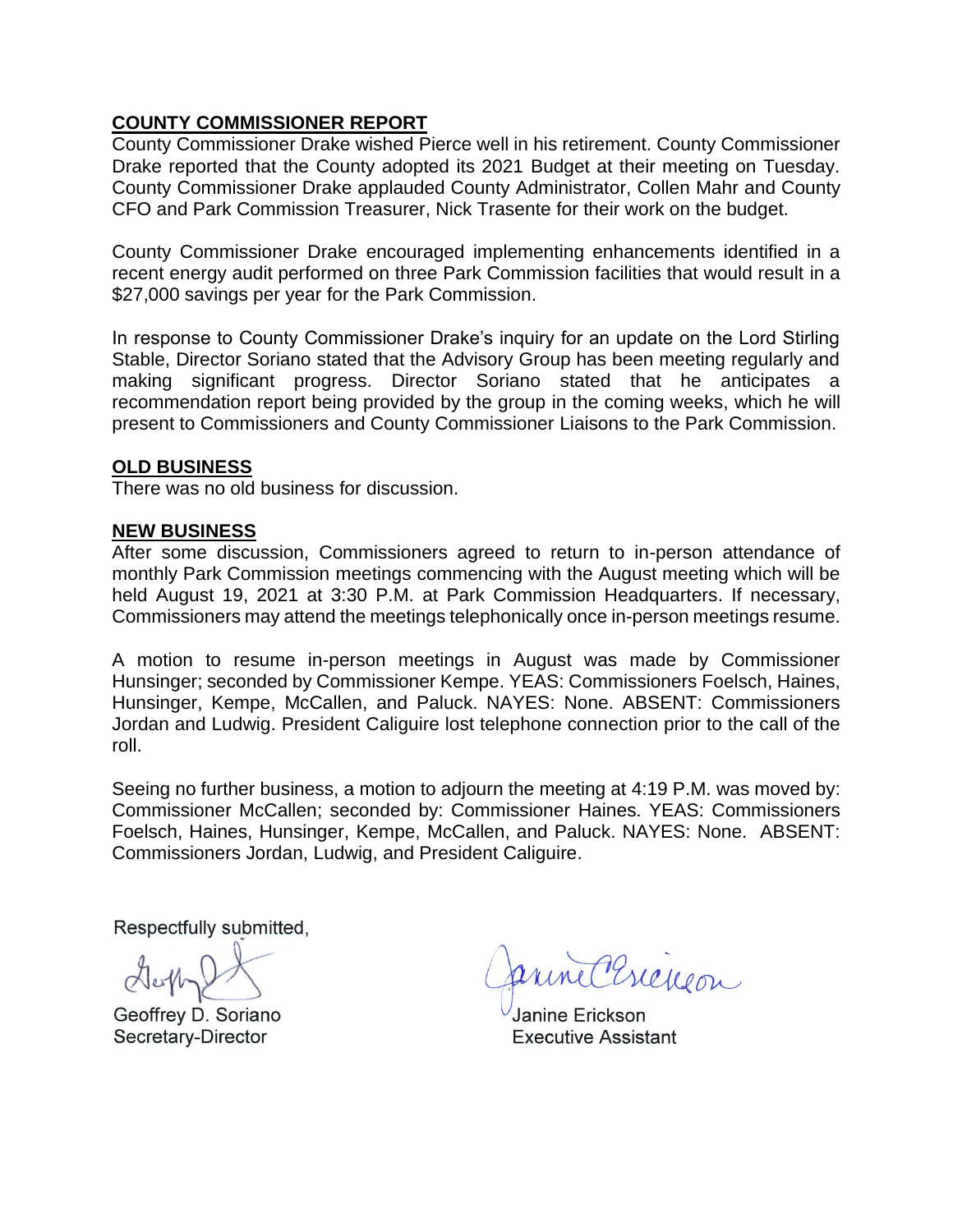## COUNTY COMMISSIONER REPORT

County Commissioner Drake wished Pierce well in his retirement. County Commissioner Drake reported that the County adopted its 2021 Budget at their meeting on Tuesday. County Commissioner Drake applauded County Administrator, Collen Mahr and County CFO and Park Commission Treasurer, Nick Trasente for their work on the budget.

County Commissioner Drake encouraged implementing enhancements identified in a recent energy audit performed on three Park Commission facilities that would result in a $27,000 savings per year for the Park Commission.

In response to County Commissioner Drake's inquiry for an update on the Lord Stirling Stable, Director Soriano stated that the Advisory Group has been meeting regularly and making significant progress. Director Soriano stated that he anticipates a recommendation report being provided by the group in the coming weeks, which he will present to Commissioners and County Commissioner Liaisons to the Park Commission.

## OLD BUSINESS

There was no old business for discussion.

## NEW BUSINESS

After some discussion, Commissioners agreed to return to in-person attendance of monthly Park Commission meetings commencing with the August meeting which will be held August 19, 2021 at 3:30 P.M. at Park Commission Headquarters. If necessary, Commissioners may attend the meetings telephonically once in-person meetings resume.

A motion to resume in-person meetings in August was made by Commissioner Hunsinger; seconded by Commissioner Kempe. YEAS: Commissioners Foelsch, Haines, Hunsinger, Kempe, McCallen, and Paluck. NAYES: None. ABSENT: Commissioners Jordan and Ludwig. President Caliguire lost telephone connection prior to the call of the roll.

Seeing no further business, a motion to adjourn the meeting at 4:19 P.M. was moved by: Commissioner McCallen; seconded by: Commissioner Haines. YEAS: Commissioners Foelsch, Haines, Hunsinger, Kempe, McCallen, and Paluck. NAYES: None. ABSENT: Commissioners Jordan, Ludwig, and President Caliguire.

Respectfully submitted,

Geoffrey D. Soriano
Secretary-Director

Janine Erickson
Executive Assistant